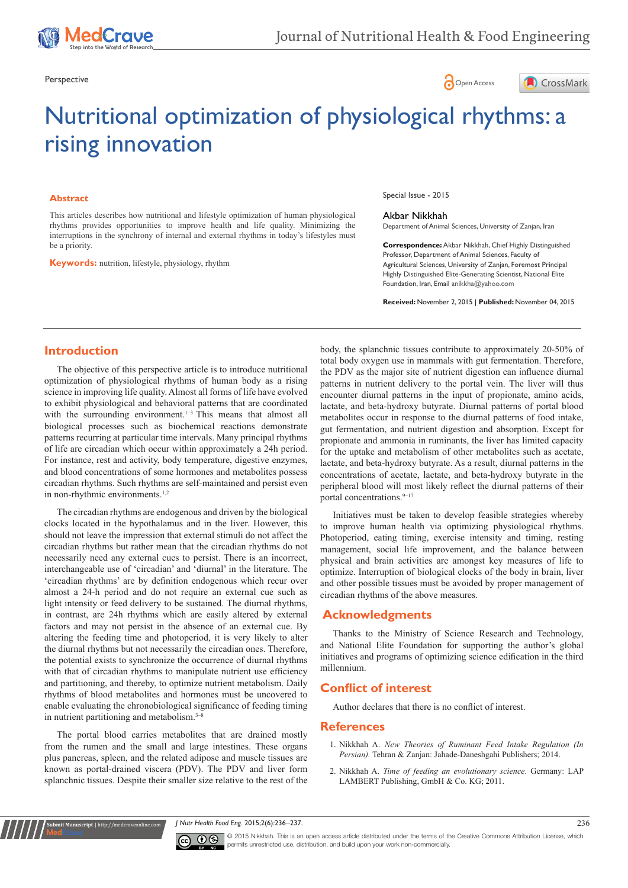Perspective

# Nutritional optimization of physiological rhythms: a rising innovation

## Abstract

This articles describes how nutritional and lifestyle optimization of human physiological rhythms provides opportunities to improve health and life quality. Minimizing the interruptions in the synchrony of internal and external rhythms in today's lifestyles must be a priority.

**Keywords:** nutrition, lifestyle, physiology, rhythm

Special Issue - 2015

Akbar Nikkhah

Department of Animal Sciences, University of Zanjan, Iran

**Correspondence:** Akbar Nikkhah, Chief Highly Distinguished Professor, Department of Animal Sciences, Faculty of Agricultural Sciences, University of Zanjan, Foremost Principal Highly Distinguished Elite-Generating Scientist, National Elite Foundation, Iran, Email anikkha@yahoo.com

**Received:** November 2, 2015 | **Published:** November 04, 2015

## Introduction

The objective of this perspective article is to introduce nutritional optimization of physiological rhythms of human body as a rising science in improving life quality. Almost all forms of life have evolved to exhibit physiological and behavioral patterns that are coordinated with the surrounding environment.[1–3] This means that almost all biological processes such as biochemical reactions demonstrate patterns recurring at particular time intervals. Many principal rhythms of life are circadian which occur within approximately a 24h period. For instance, rest and activity, body temperature, digestive enzymes, and blood concentrations of some hormones and metabolites possess circadian rhythms. Such rhythms are self-maintained and persist even in non-rhythmic environments.[1,2]

The circadian rhythms are endogenous and driven by the biological clocks located in the hypothalamus and in the liver. However, this should not leave the impression that external stimuli do not affect the circadian rhythms but rather mean that the circadian rhythms do not necessarily need any external cues to persist. There is an incorrect, interchangeable use of 'circadian' and 'diurnal' in the literature. The 'circadian rhythms' are by definition endogenous which recur over almost a 24-h period and do not require an external cue such as light intensity or feed delivery to be sustained. The diurnal rhythms, in contrast, are 24h rhythms which are easily altered by external factors and may not persist in the absence of an external cue. By altering the feeding time and photoperiod, it is very likely to alter the diurnal rhythms but not necessarily the circadian ones. Therefore, the potential exists to synchronize the occurrence of diurnal rhythms with that of circadian rhythms to manipulate nutrient use efficiency and partitioning, and thereby, to optimize nutrient metabolism. Daily rhythms of blood metabolites and hormones must be uncovered to enable evaluating the chronobiological significance of feeding timing in nutrient partitioning and metabolism.[3–8]

The portal blood carries metabolites that are drained mostly from the rumen and the small and large intestines. These organs plus pancreas, spleen, and the related adipose and muscle tissues are known as portal-drained viscera (PDV). The PDV and liver form splanchnic tissues. Despite their smaller size relative to the rest of the body, the splanchnic tissues contribute to approximately 20-50% of total body oxygen use in mammals with gut fermentation. Therefore, the PDV as the major site of nutrient digestion can influence diurnal patterns in nutrient delivery to the portal vein. The liver will thus encounter diurnal patterns in the input of propionate, amino acids, lactate, and beta-hydroxy butyrate. Diurnal patterns of portal blood metabolites occur in response to the diurnal patterns of food intake, gut fermentation, and nutrient digestion and absorption. Except for propionate and ammonia in ruminants, the liver has limited capacity for the uptake and metabolism of other metabolites such as acetate, lactate, and beta-hydroxy butyrate. As a result, diurnal patterns in the concentrations of acetate, lactate, and beta-hydroxy butyrate in the peripheral blood will most likely reflect the diurnal patterns of their portal concentrations.[9–17]

Initiatives must be taken to develop feasible strategies whereby to improve human health via optimizing physiological rhythms. Photoperiod, eating timing, exercise intensity and timing, resting management, social life improvement, and the balance between physical and brain activities are amongst key measures of life to optimize. Interruption of biological clocks of the body in brain, liver and other possible tissues must be avoided by proper management of circadian rhythms of the above measures.

## Acknowledgments

Thanks to the Ministry of Science Research and Technology, and National Elite Foundation for supporting the author's global initiatives and programs of optimizing science edification in the third millennium.

## Conflict of interest

Author declares that there is no conflict of interest.

## References

1. Nikkhah A. *New Theories of Ruminant Feed Intake Regulation (In Persian).* Tehran & Zanjan: Jahade-Daneshgahi Publishers; 2014.
2. Nikkhah A. *Time of feeding an evolutionary science*. Germany: LAP LAMBERT Publishing, GmbH & Co. KG; 2011.

© 2015 Nikkhah. This is an open access article distributed under the terms of the Creative Commons Attribution License, which permits unrestricted use, distribution, and build upon your work non-commercially.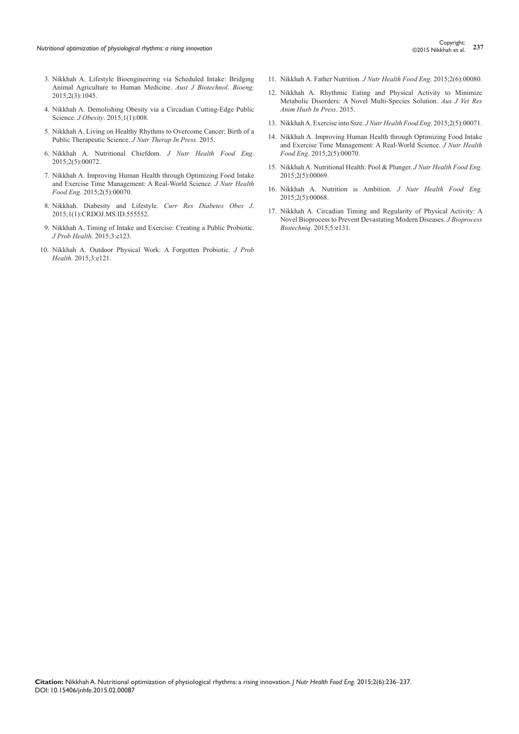3. Nikkhah A. Lifestyle Bioengineering via Scheduled Intake: Bridging Animal Agriculture to Human Medicine. *Aust J Biotechnol. Bioeng.* 2015;2(3):1045.
4. Nikkhah A. Demolishing Obesity via a Circadian Cutting-Edge Public Science. *J Obesity*. 2015;1(1):008.
5. Nikkhah A. Living on Healthy Rhythms to Overcome Cancer: Birth of a Public Therapeutic Science. *J Nutr Therap In Press*. 2015.
6. Nikkhah A. Nutritional Chiefdom. *J Nutr Health Food Eng*. 2015;2(5):00072.
7. Nikkhah A. Improving Human Health through Optimizing Food Intake and Exercise Time Management: A Real-World Science. *J Nutr Health Food Eng*. 2015;2(5):00070.
8. Nikkhah. Diabesity and Lifestyle. *Curr Res Diabetes Obes J*. 2015;1(1):CRDOJ.MS.ID.555552.
9. Nikkhah A. Timing of Intake and Exercise: Creating a Public Probiotic. *J Prob Health*. 2015;3:e123.
10. Nikkhah A. Outdoor Physical Work: A Forgotten Probiotic. *J Prob Health*. 2015;3:e121.
11. Nikkhah A. Father Nutrition. *J Nutr Health Food Eng*. 2015;2(6):00080.
12. Nikkhah A. Rhythmic Eating and Physical Activity to Minimize Metabolic Disorders: A Novel Multi-Species Solution. *Aus J Vet Res Anim Husb In Press*. 2015.
13. Nikkhah A. Exercise into Size. *J Nutr Health Food Eng*. 2015;2(5):00071.
14. Nikkhah A. Improving Human Health through Optimizing Food Intake and Exercise Time Management: A Real-World Science. *J Nutr Health Food Eng*. 2015;2(5):00070.
15. Nikkhah A. Nutritional Health: Pool & Plunger. *J Nutr Health Food Eng.* 2015;2(5):00069.
16. Nikkhah A. Nutrition is Ambition. *J Nutr Health Food Eng.* 2015;2(5):00068.
17. Nikkhah A. Circadian Timing and Regularity of Physical Activity: A Novel Bioprocess to Prevent Devastating Modern Diseases. *J Bioprocess Biotechniq*. 2015;5:e131.